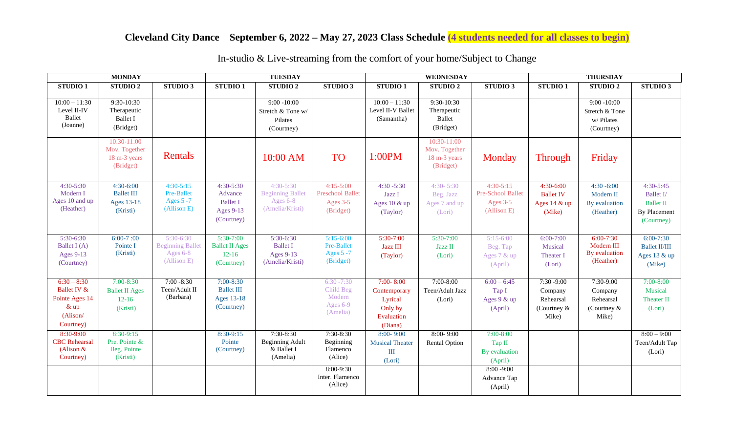# Cleveland City Dance September 6, 2022 – May 27, 2023 Class Schedule (4 students needed for all classes to begin)

In-studio & Live-streaming from the comfort of your home/Subject to Change

| MONDAY | | | TUESDAY | | | WEDNESDAY | | | THURSDAY | | |
|---|---|---|---|---|---|---|---|---|---|---|---|
| STUDIO 1 | STUDIO 2 | STUDIO 3 | STUDIO 1 | STUDIO 2 | STUDIO 3 | STUDIO 1 | STUDIO 2 | STUDIO 3 | STUDIO 1 | STUDIO 2 | STUDIO 3 |
| 10:00 – 11:30 Level II-IV Ballet (Joanne) | 9:30-10:30 Therapeutic Ballet I (Bridget) | | | 9:00 -10:00 Stretch & Tone w/ Pilates (Courtney) | | 10:00 – 11:30 Level II-V Ballet (Samantha) | 9:30-10:30 Therapeutic Ballet (Bridget) | | | 9:00 -10:00 Stretch & Tone w/ Pilates (Courtney) | |
| | 10:30-11:00 Mov. Together 18 m-3 years (Bridget) | Rentals | | 10:00 AM | TO | 1:00PM | 10:30-11:00 Mov. Together 18 m-3 years (Bridget) | Monday | Through | Friday | |
| 4:30-5:30 Modern I Ages 10 and up (Heather) | 4:30-6:00 Ballet III Ages 13-18 (Kristi) | 4:30-5:15 Pre-Ballet Ages 5 -7 (Allison E) | 4:30-5:30 Advance Ballet I Ages 9-13 (Courtney) | 4:30-5:30 Beginning Ballet Ages 6-8 (Amelia/Kristi) | 4:15-5:00 Preschool Ballet Ages 3-5 (Bridget) | 4:30 -5:30 Jazz I Ages 10 & up (Taylor) | 4:30- 5:30 Beg. Jazz Ages 7 and up (Lori) | 4:30-5:15 Pre-School Ballet Ages 3-5 (Allison E) | 4:30-6:00 Ballet IV Ages 14 & up (Mike) | 4:30 -6:00 Modern II By evaluation (Heather) | 4:30-5:45 Ballet I/ Ballet II By Placement (Courtney) |
| 5:30-6:30 Ballet I (A) Ages 9-13 (Courtney) | 6:00-7 :00 Pointe I (Kristi) | 5:30-6:30 Beginning Ballet Ages 6-8 (Allison E) | 5:30-7:00 Ballet II Ages 12-16 (Courtney) | 5:30-6:30 Ballet I Ages 9-13 (Amelia/Kristi) | 5:15-6:00 Pre-Ballet Ages 5 -7 (Bridget) | 5:30-7:00 Jazz III (Taylor) | 5:30-7:00 Jazz II (Lori) | 5:15-6:00 Beg. Tap Ages 7 & up (April) | 6:00-7:00 Musical Theater I (Lori) | 6:00-7:30 Modern III By evaluation (Heather) | 6:00-7:30 Ballet II/III Ages 13 & up (Mike) |
| 6:30 – 8:30 Ballet IV & Pointe Ages 14 & up (Alison/ Courtney) | 7:00-8:30 Ballet II Ages 12-16 (Kristi) | 7:00 -8:30 Teen/Adult II (Barbara) | 7:00-8:30 Ballet III Ages 13-18 (Courtney) | | 6:30 -7:30 Child Beg Modern Ages 6-9 (Amelia) | 7:00- 8:00 Contemporary Lyrical Only by Evaluation (Diana) | 7:00-8:00 Teen/Adult Jazz (Lori) | 6:00 – 6:45 Tap I Ages 9 & up (April) | 7:30 -9:00 Company Rehearsal (Courtney & Mike) | 7:30-9:00 Company Rehearsal (Courtney & Mike) | 7:00-8:00 Musical Theater II (Lori) |
| 8:30-9:00 CBC Rehearsal (Alison & Courtney) | 8:30-9:15 Pre. Pointe & Beg. Pointe (Kristi) | | 8:30-9:15 Pointe (Courtney) | 7:30-8:30 Beginning Adult & Ballet I (Amelia) | 7:30-8:30 Beginning Flamenco (Alice) | 8:00- 9:00 Musical Theater III (Lori) | 8:00- 9:00 Rental Option | 7:00-8:00 Tap II By evaluation (April) | | | 8:00 – 9:00 Teen/Adult Tap (Lori) |
| | | | | | 8:00-9:30 Inter. Flamenco (Alice) | | | 8:00 -9:00 Advance Tap (April) | | | |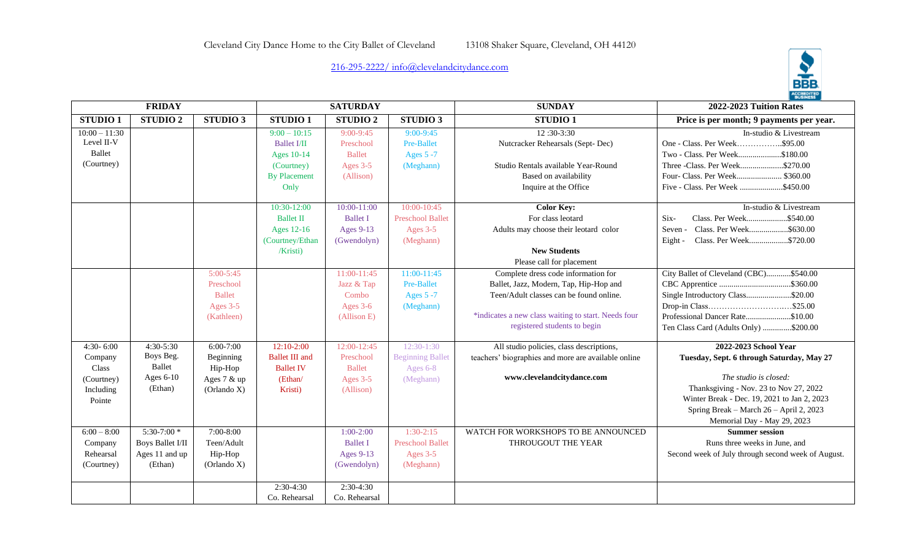Cleveland City Dance Home to the City Ballet of Cleveland 13108 Shaker Square, Cleveland, OH 44120

216-295-2222/ info@clevelandcitydance.com

| FRIDAY | | | SATURDAY | | | SUNDAY | 2022-2023 Tuition Rates |
|---|---|---|---|---|---|---|---|
| **STUDIO 1** | **STUDIO 2** | **STUDIO 3** | **STUDIO 1** | **STUDIO 2** | **STUDIO 3** | **STUDIO 1** | **Price is per month; 9 payments per year.** |
| 10:00 – 11:30 Level II-V Ballet (Courtney) | | | 9:00 – 10:15 Ballet I/II Ages 10-14 (Courtney) By Placement Only | 9:00-9:45 Preschool Ballet Ages 3-5 (Allison) | 9:00-9:45 Pre-Ballet Ages 5 -7 (Meghann) | 12 :30-3:30 Nutcracker Rehearsals (Sept- Dec) <br><br> Studio Rentals available Year-Round Based on availability Inquire at the Office | In-studio & Livestream <br> One - Class. Per Week……………..$95.00 <br> Two - Class. Per Week....................$180.00 <br> Three -Class. Per Week....................$270.00 <br> Four- Class. Per Week..................... $360.00 <br> Five - Class. Per Week ....................$450.00 |
| | | | 10:30-12:00 Ballet II Ages 12-16 (Courtney/Ethan /Kristi) | 10:00-11:00 Ballet I Ages 9-13 (Gwendolyn) | 10:00-10:45 Preschool Ballet Ages 3-5 (Meghann) | **Color Key:** For class leotard Adults may choose their leotard color <br><br> **New Students** Please call for placement | In-studio & Livestream <br> Six- Class. Per Week...................$540.00 <br> Seven - Class. Per Week..................$630.00 <br> Eight - Class. Per Week..................$720.00 |
| | | 5:00-5:45 Preschool Ballet Ages 3-5 (Kathleen) | | 11:00-11:45 Jazz & Tap Combo Ages 3-6 (Allison E) | 11:00-11:45 Pre-Ballet Ages 5 -7 (Meghann) | Complete dress code information for Ballet, Jazz, Modern, Tap, Hip-Hop and Teen/Adult classes can be found online. <br><br> *indicates a new class waiting to start. Needs four registered students to begin | City Ballet of Cleveland (CBC)...........$540.00 <br> CBC Apprentice ..................................$360.00 <br> Single Introductory Class.....................$20.00 <br> Drop-in Class………………………….$25.00 <br> Professional Dancer Rate.....................$10.00 <br> Ten Class Card (Adults Only) .............$200.00 |
| 4:30- 6:00 Company Class (Courtney) Including Pointe | 4:30-5:30 Boys Beg. Ballet Ages 6-10 (Ethan) | 6:00-7:00 Beginning Hip-Hop Ages 7 & up (Orlando X) | 12:10-2:00 Ballet III and Ballet IV (Ethan/ Kristi) | 12:00-12:45 Preschool Ballet Ages 3-5 (Allison) | 12:30-1:30 Beginning Ballet Ages 6-8 (Meghann) | All studio policies, class descriptions, teachers' biographies and more are available online <br><br> **www.clevelandcitydance.com** | **2022-2023 School Year** <br> **Tuesday, Sept. 6 through Saturday, May 27** <br><br> *The studio is closed:* <br> Thanksgiving - Nov. 23 to Nov 27, 2022 <br> Winter Break - Dec. 19, 2021 to Jan 2, 2023 <br> Spring Break – March 26 – April 2, 2023 <br> Memorial Day - May 29, 2023 |
| 6:00 – 8:00 Company Rehearsal (Courtney) | 5:30-7:00 * Boys Ballet I/II Ages 11 and up (Ethan) | 7:00-8:00 Teen/Adult Hip-Hop (Orlando X) | | 1:00-2:00 Ballet I Ages 9-13 (Gwendolyn) | 1:30-2:15 Preschool Ballet Ages 3-5 (Meghann) | WATCH FOR WORKSHOPS TO BE ANNOUNCED THROUGOUT THE YEAR | **Summer session** <br> Runs three weeks in June, and Second week of July through second week of August. |
| | | | 2:30-4:30 Co. Rehearsal | 2:30-4:30 Co. Rehearsal | | | |